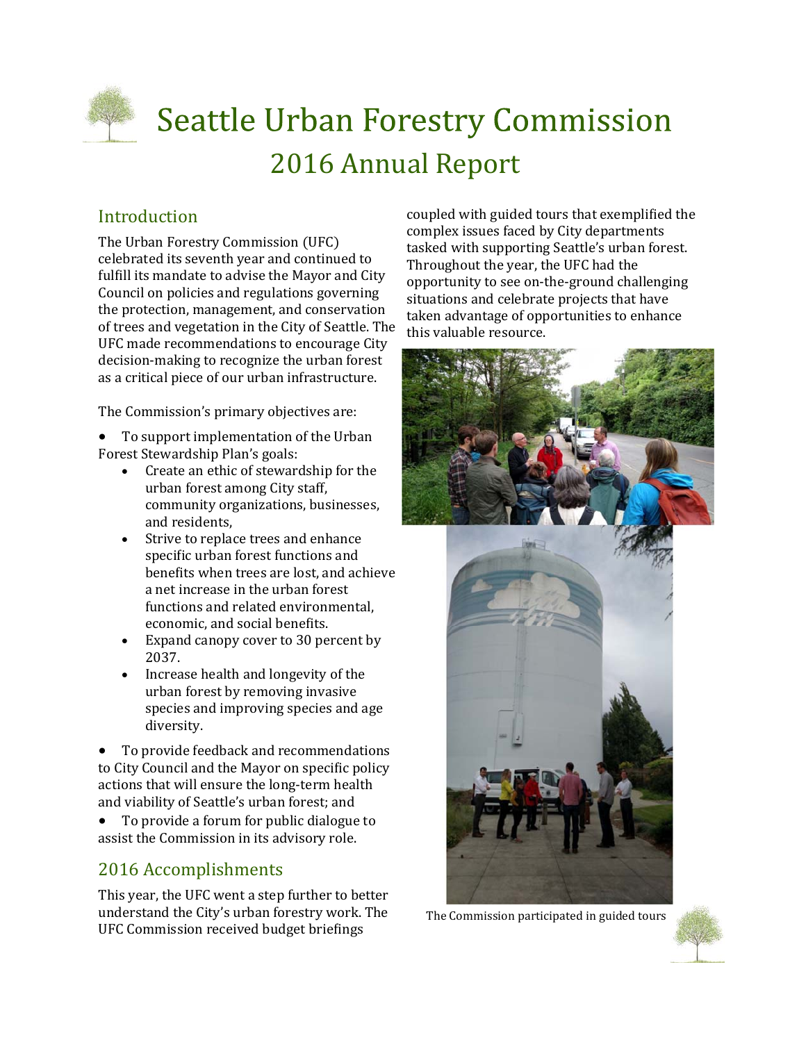# Seattle Urban Forestry Commission

## 2016 Annual Report

## Introduction

The Urban Forestry Commission (UFC) celebrated its seventh year and continued to fulfill its mandate to advise the Mayor and City Council on policies and regulations governing the protection, management, and conservation of trees and vegetation in the City of Seattle. The UFC made recommendations to encourage City decision-making to recognize the urban forest as a critical piece of our urban infrastructure.

The Commission's primary objectives are:

- To support implementation of the Urban Forest Stewardship Plan's goals:
  - Create an ethic of stewardship for the urban forest among City staff, community organizations, businesses, and residents,
  - Strive to replace trees and enhance specific urban forest functions and benefits when trees are lost, and achieve a net increase in the urban forest functions and related environmental, economic, and social benefits.
  - Expand canopy cover to 30 percent by 2037.
  - Increase health and longevity of the urban forest by removing invasive species and improving species and age diversity.
- To provide feedback and recommendations to City Council and the Mayor on specific policy actions that will ensure the long-term health and viability of Seattle's urban forest; and
- To provide a forum for public dialogue to assist the Commission in its advisory role.

## 2016 Accomplishments

This year, the UFC went a step further to better understand the City's urban forestry work. The UFC Commission received budget briefings coupled with guided tours that exemplified the complex issues faced by City departments tasked with supporting Seattle's urban forest. Throughout the year, the UFC had the opportunity to see on-the-ground challenging situations and celebrate projects that have taken advantage of opportunities to enhance this valuable resource.

The Commission participated in guided tours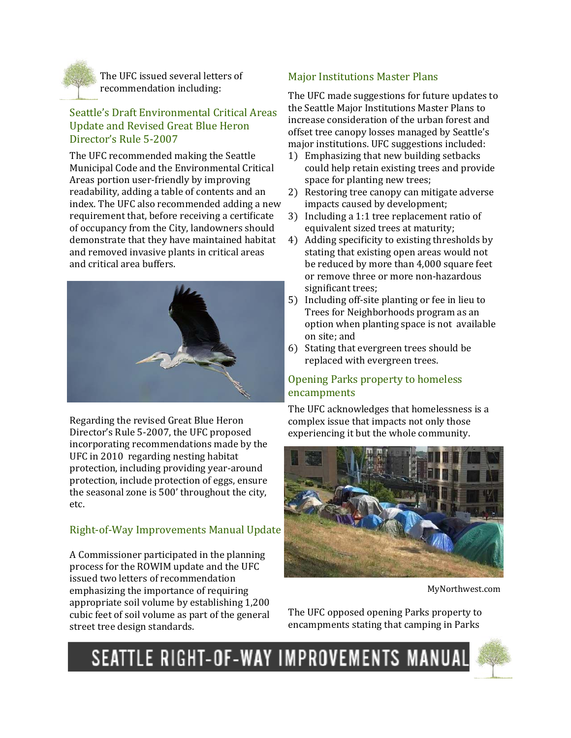The UFC issued several letters of recommendation including:

## Seattle's Draft Environmental Critical Areas Update and Revised Great Blue Heron Director's Rule 5-2007

The UFC recommended making the Seattle Municipal Code and the Environmental Critical Areas portion user-friendly by improving readability, adding a table of contents and an index. The UFC also recommended adding a new requirement that, before receiving a certificate of occupancy from the City, landowners should demonstrate that they have maintained habitat and removed invasive plants in critical areas and critical area buffers.

Regarding the revised Great Blue Heron Director's Rule 5-2007, the UFC proposed incorporating recommendations made by the UFC in 2010 regarding nesting habitat protection, including providing year-around protection, include protection of eggs, ensure the seasonal zone is 500' throughout the city, etc.

## Right-of-Way Improvements Manual Update

A Commissioner participated in the planning process for the ROWIM update and the UFC issued two letters of recommendation emphasizing the importance of requiring appropriate soil volume by establishing 1,200 cubic feet of soil volume as part of the general street tree design standards.

## Major Institutions Master Plans

The UFC made suggestions for future updates to the Seattle Major Institutions Master Plans to increase consideration of the urban forest and offset tree canopy losses managed by Seattle's major institutions. UFC suggestions included:

1) Emphasizing that new building setbacks could help retain existing trees and provide space for planting new trees;
2) Restoring tree canopy can mitigate adverse impacts caused by development;
3) Including a 1:1 tree replacement ratio of equivalent sized trees at maturity;
4) Adding specificity to existing thresholds by stating that existing open areas would not be reduced by more than 4,000 square feet or remove three or more non-hazardous significant trees;
5) Including off-site planting or fee in lieu to Trees for Neighborhoods program as an option when planting space is not available on site; and
6) Stating that evergreen trees should be replaced with evergreen trees.

## Opening Parks property to homeless encampments

The UFC acknowledges that homelessness is a complex issue that impacts not only those experiencing it but the whole community.

MyNorthwest.com

The UFC opposed opening Parks property to encampments stating that camping in Parks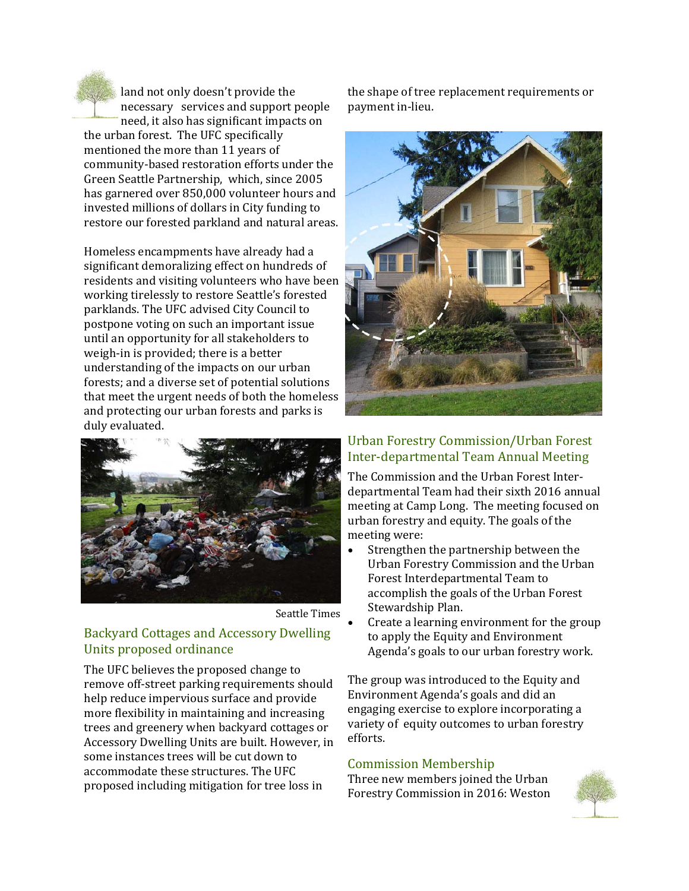land not only doesn't provide the necessary services and support people need, it also has significant impacts on the urban forest. The UFC specifically mentioned the more than 11 years of community-based restoration efforts under the Green Seattle Partnership, which, since 2005 has garnered over 850,000 volunteer hours and invested millions of dollars in City funding to restore our forested parkland and natural areas.

Homeless encampments have already had a significant demoralizing effect on hundreds of residents and visiting volunteers who have been working tirelessly to restore Seattle's forested parklands. The UFC advised City Council to postpone voting on such an important issue until an opportunity for all stakeholders to weigh-in is provided; there is a better understanding of the impacts on our urban forests; and a diverse set of potential solutions that meet the urgent needs of both the homeless and protecting our urban forests and parks is duly evaluated.

Seattle Times

## Backyard Cottages and Accessory Dwelling Units proposed ordinance

The UFC believes the proposed change to remove off-street parking requirements should help reduce impervious surface and provide more flexibility in maintaining and increasing trees and greenery when backyard cottages or Accessory Dwelling Units are built. However, in some instances trees will be cut down to accommodate these structures. The UFC proposed including mitigation for tree loss in the shape of tree replacement requirements or payment in-lieu.

## Urban Forestry Commission/Urban Forest Inter-departmental Team Annual Meeting

The Commission and the Urban Forest Inter-departmental Team had their sixth 2016 annual meeting at Camp Long. The meeting focused on urban forestry and equity. The goals of the meeting were:

- Strengthen the partnership between the Urban Forestry Commission and the Urban Forest Interdepartmental Team to accomplish the goals of the Urban Forest Stewardship Plan.
- Create a learning environment for the group to apply the Equity and Environment Agenda's goals to our urban forestry work.

The group was introduced to the Equity and Environment Agenda's goals and did an engaging exercise to explore incorporating a variety of equity outcomes to urban forestry efforts.

## Commission Membership

Three new members joined the Urban Forestry Commission in 2016: Weston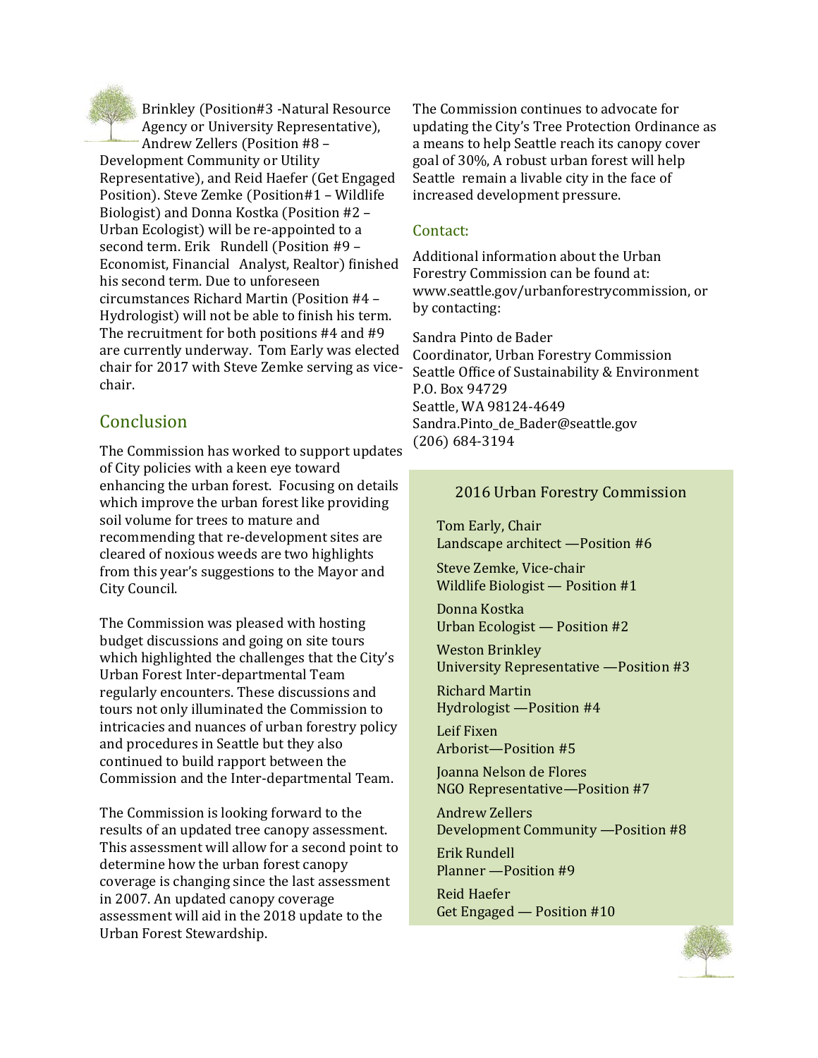Brinkley (Position#3 -Natural Resource Agency or University Representative), Andrew Zellers (Position #8 – Development Community or Utility Representative), and Reid Haefer (Get Engaged Position). Steve Zemke (Position#1 – Wildlife Biologist) and Donna Kostka (Position #2 – Urban Ecologist) will be re-appointed to a second term. Erik Rundell (Position #9 – Economist, Financial Analyst, Realtor) finished his second term. Due to unforeseen circumstances Richard Martin (Position #4 – Hydrologist) will not be able to finish his term. The recruitment for both positions #4 and #9 are currently underway. Tom Early was elected chair for 2017 with Steve Zemke serving as vice-chair.

## Conclusion

The Commission has worked to support updates of City policies with a keen eye toward enhancing the urban forest. Focusing on details which improve the urban forest like providing soil volume for trees to mature and recommending that re-development sites are cleared of noxious weeds are two highlights from this year's suggestions to the Mayor and City Council.

The Commission was pleased with hosting budget discussions and going on site tours which highlighted the challenges that the City's Urban Forest Inter-departmental Team regularly encounters. These discussions and tours not only illuminated the Commission to intricacies and nuances of urban forestry policy and procedures in Seattle but they also continued to build rapport between the Commission and the Inter-departmental Team.

The Commission is looking forward to the results of an updated tree canopy assessment. This assessment will allow for a second point to determine how the urban forest canopy coverage is changing since the last assessment in 2007. An updated canopy coverage assessment will aid in the 2018 update to the Urban Forest Stewardship.

The Commission continues to advocate for updating the City's Tree Protection Ordinance as a means to help Seattle reach its canopy cover goal of 30%, A robust urban forest will help Seattle remain a livable city in the face of increased development pressure.

### Contact:

Additional information about the Urban Forestry Commission can be found at: www.seattle.gov/urbanforestrycommission, or by contacting:

Sandra Pinto de Bader
Coordinator, Urban Forestry Commission
Seattle Office of Sustainability & Environment
P.O. Box 94729
Seattle, WA 98124-4649
Sandra.Pinto_de_Bader@seattle.gov
(206) 684-3194

### 2016 Urban Forestry Commission

Tom Early, Chair
Landscape architect —Position #6

Steve Zemke, Vice-chair
Wildlife Biologist — Position #1

Donna Kostka
Urban Ecologist — Position #2

Weston Brinkley
University Representative —Position #3

Richard Martin
Hydrologist —Position #4

Leif Fixen
Arborist—Position #5

Joanna Nelson de Flores
NGO Representative—Position #7

Andrew Zellers
Development Community —Position #8

Erik Rundell
Planner —Position #9

Reid Haefer
Get Engaged — Position #10